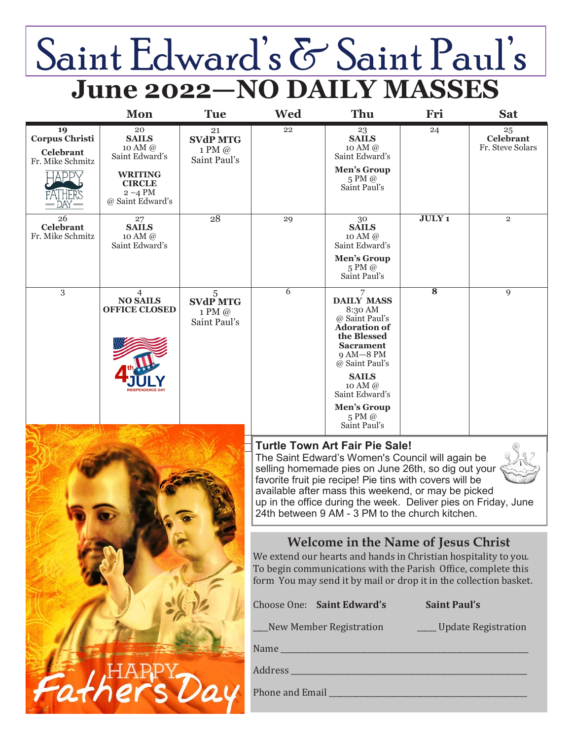# Saint Edward's & Saint Paul's

## June 2022—NO DAILY MASSES

| | Mon | Tue | Wed | Thu | Fri | Sat |
|---|---|---|---|---|---|---|
| 19 **Corpus Christi** **Celebrant** Fr. Mike Schmitz HAPPY FATHER'S DAY | 20 **SAILS** 10 AM @ Saint Edward's **WRITING CIRCLE** 2 –4 PM @ Saint Edward's | 21 **SVdP MTG** 1 PM @ Saint Paul's | 22 | 23 **SAILS** 10 AM @ Saint Edward's **Men's Group** 5 PM @ Saint Paul's | 24 | 25 **Celebrant** Fr. Steve Solars |
| 26 **Celebrant** Fr. Mike Schmitz | 27 **SAILS** 10 AM @ Saint Edward's | 28 | 29 | 30 **SAILS** 10 AM @ Saint Edward's **Men's Group** 5 PM @ Saint Paul's | **JULY 1** | 2 |
| 3 | 4 **NO SAILS** **OFFICE CLOSED** 4th JULY INDEPENDENCE DAY | 5 **SVdP MTG** 1 PM @ Saint Paul's | 6 | 7 **DAILY MASS** 8:30 AM @ Saint Paul's **Adoration of the Blessed Sacrament** 9 AM—8 PM @ Saint Paul's **SAILS** 10 AM @ Saint Edward's **Men's Group** 5 PM @ Saint Paul's | **8** | 9 |

HAPPY Father's Day

**Turtle Town Art Fair Pie Sale!**

The Saint Edward's Women's Council will again be selling homemade pies on June 26th, so dig out your favorite fruit pie recipe! Pie tins with covers will be available after mass this weekend, or may be picked up in the office during the week. Deliver pies on Friday, June 24th between 9 AM - 3 PM to the church kitchen.

### Welcome in the Name of Jesus Christ

We extend our hearts and hands in Christian hospitality to you. To begin communications with the Parish Office, complete this form You may send it by mail or drop it in the collection basket.

Choose One: **Saint Edward's** **Saint Paul's**

___New Member Registration _____ Update Registration

Name ____________________________________________

Address __________________________________________

Phone and Email ___________________________________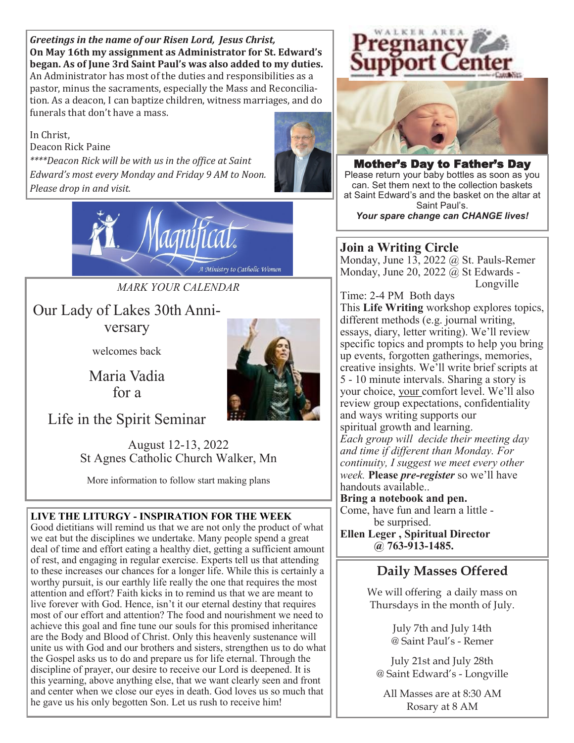***Greetings in the name of our Risen Lord, Jesus Christ,***
**On May 16th my assignment as Administrator for St. Edward's began. As of June 3rd Saint Paul's was also added to my duties.** An Administrator has most of the duties and responsibilities as a pastor, minus the sacraments, especially the Mass and Reconciliation. As a deacon, I can baptize children, witness marriages, and do funerals that don't have a mass.

In Christ,
Deacon Rick Paine

*\*\*\*\*Deacon Rick will be with us in the office at Saint Edward's most every Monday and Friday 9 AM to Noon. Please drop in and visit.*

Magnificat
A Ministry to Catholic Women

*MARK YOUR CALENDAR*

Our Lady of Lakes 30th Anniversary

welcomes back

Maria Vadia
for a

Life in the Spirit Seminar

August 12-13, 2022
St Agnes Catholic Church Walker, Mn

More information to follow start making plans

**LIVE THE LITURGY - INSPIRATION FOR THE WEEK**

Good dietitians will remind us that we are not only the product of what we eat but the disciplines we undertake. Many people spend a great deal of time and effort eating a healthy diet, getting a sufficient amount of rest, and engaging in regular exercise. Experts tell us that attending to these increases our chances for a longer life. While this is certainly a worthy pursuit, is our earthly life really the one that requires the most attention and effort? Faith kicks in to remind us that we are meant to live forever with God. Hence, isn't it our eternal destiny that requires most of our effort and attention? The food and nourishment we need to achieve this goal and fine tune our souls for this promised inheritance are the Body and Blood of Christ. Only this heavenly sustenance will unite us with God and our brothers and sisters, strengthen us to do what the Gospel asks us to do and prepare us for life eternal. Through the discipline of prayer, our desire to receive our Lord is deepened. It is this yearning, above anything else, that we want clearly seen and front and center when we close our eyes in death. God loves us so much that he gave us his only begotten Son. Let us rush to receive him!

Walker Area Pregnancy Support Center

**Mother's Day to Father's Day**

Please return your baby bottles as soon as you can. Set them next to the collection baskets at Saint Edward's and the basket on the altar at Saint Paul's.

***Your spare change can CHANGE lives!***

## Join a Writing Circle

Monday, June 13, 2022 @ St. Pauls-Remer
Monday, June 20, 2022 @ St Edwards - Longville
Time: 2-4 PM Both days

This **Life Writing** workshop explores topics, different methods (e.g. journal writing, essays, diary, letter writing). We'll review specific topics and prompts to help you bring up events, forgotten gatherings, memories, creative insights. We'll write brief scripts at 5 - 10 minute intervals. Sharing a story is your choice, your comfort level. We'll also review group expectations, confidentiality and ways writing supports our spiritual growth and learning.

*Each group will decide their meeting day and time if different than Monday. For continuity, I suggest we meet every other week.* **Please *pre-register*** so we'll have handouts available..

**Bring a notebook and pen.**

Come, have fun and learn a little - be surprised.

**Ellen Leger , Spiritual Director @ 763-913-1485.**

## Daily Masses Offered

We will offering a daily mass on Thursdays in the month of July.

July 7th and July 14th
@ Saint Paul's - Remer

July 21st and July 28th
@ Saint Edward's - Longville

All Masses are at 8:30 AM
Rosary at 8 AM